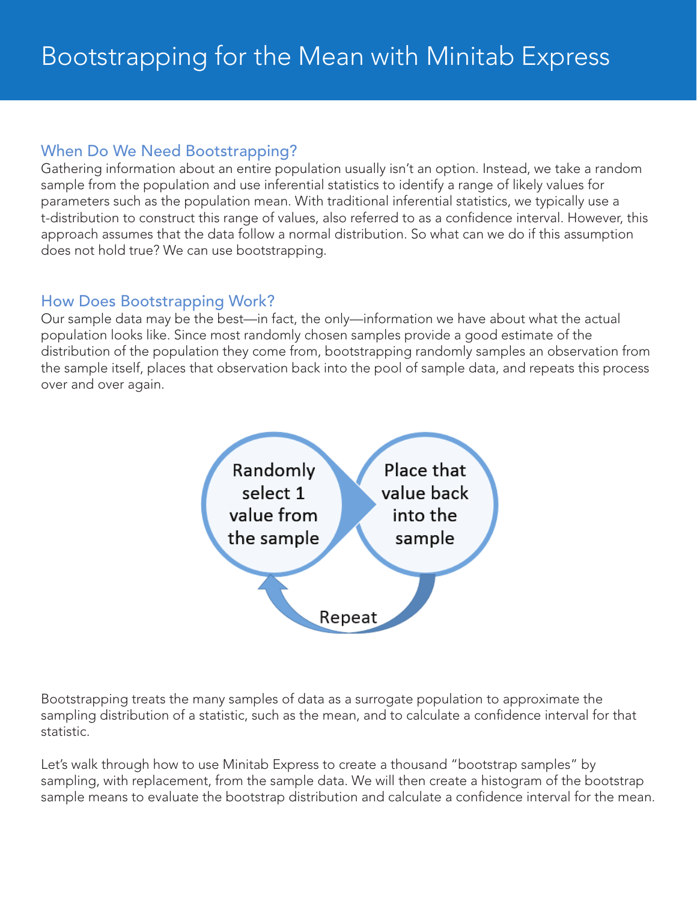# Bootstrapping for the Mean with Minitab Express

## When Do We Need Bootstrapping?

Gathering information about an entire population usually isn't an option. Instead, we take a random sample from the population and use inferential statistics to identify a range of likely values for parameters such as the population mean. With traditional inferential statistics, we typically use a t-distribution to construct this range of values, also referred to as a confidence interval. However, this approach assumes that the data follow a normal distribution. So what can we do if this assumption does not hold true? We can use bootstrapping.

## How Does Bootstrapping Work?

Our sample data may be the best—in fact, the only—information we have about what the actual population looks like. Since most randomly chosen samples provide a good estimate of the distribution of the population they come from, bootstrapping randomly samples an observation from the sample itself, places that observation back into the pool of sample data, and repeats this process over and over again.

Randomly select 1 value from the sample → Place that value back into the sample → Repeat

Bootstrapping treats the many samples of data as a surrogate population to approximate the sampling distribution of a statistic, such as the mean, and to calculate a confidence interval for that statistic.

Let's walk through how to use Minitab Express to create a thousand "bootstrap samples" by sampling, with replacement, from the sample data. We will then create a histogram of the bootstrap sample means to evaluate the bootstrap distribution and calculate a confidence interval for the mean.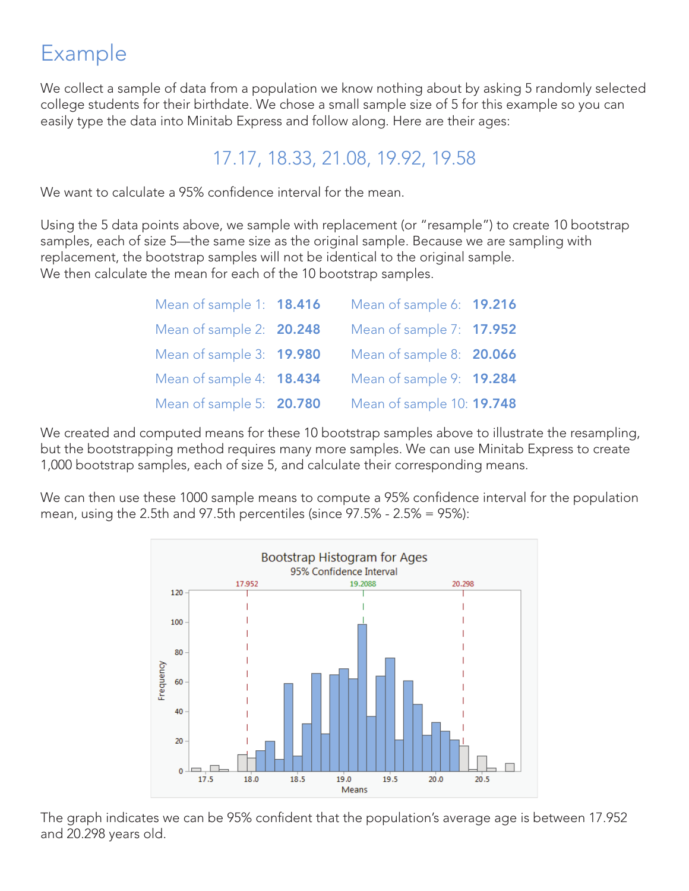# Example

We collect a sample of data from a population we know nothing about by asking 5 randomly selected college students for their birthdate. We chose a small sample size of 5 for this example so you can easily type the data into Minitab Express and follow along. Here are their ages:

17.17, 18.33, 21.08, 19.92, 19.58

We want to calculate a 95% confidence interval for the mean.

Using the 5 data points above, we sample with replacement (or "resample") to create 10 bootstrap samples, each of size 5—the same size as the original sample. Because we are sampling with replacement, the bootstrap samples will not be identical to the original sample.
We then calculate the mean for each of the 10 bootstrap samples.

| | | | |
|---|---|---|---|
| Mean of sample 1: | **18.416** | Mean of sample 6: | **19.216** |
| Mean of sample 2: | **20.248** | Mean of sample 7: | **17.952** |
| Mean of sample 3: | **19.980** | Mean of sample 8: | **20.066** |
| Mean of sample 4: | **18.434** | Mean of sample 9: | **19.284** |
| Mean of sample 5: | **20.780** | Mean of sample 10: | **19.748** |

We created and computed means for these 10 bootstrap samples above to illustrate the resampling, but the bootstrapping method requires many more samples. We can use Minitab Express to create 1,000 bootstrap samples, each of size 5, and calculate their corresponding means.

We can then use these 1000 sample means to compute a 95% confidence interval for the population mean, using the 2.5th and 97.5th percentiles (since 97.5% - 2.5% = 95%):

The graph indicates we can be 95% confident that the population's average age is between 17.952 and 20.298 years old.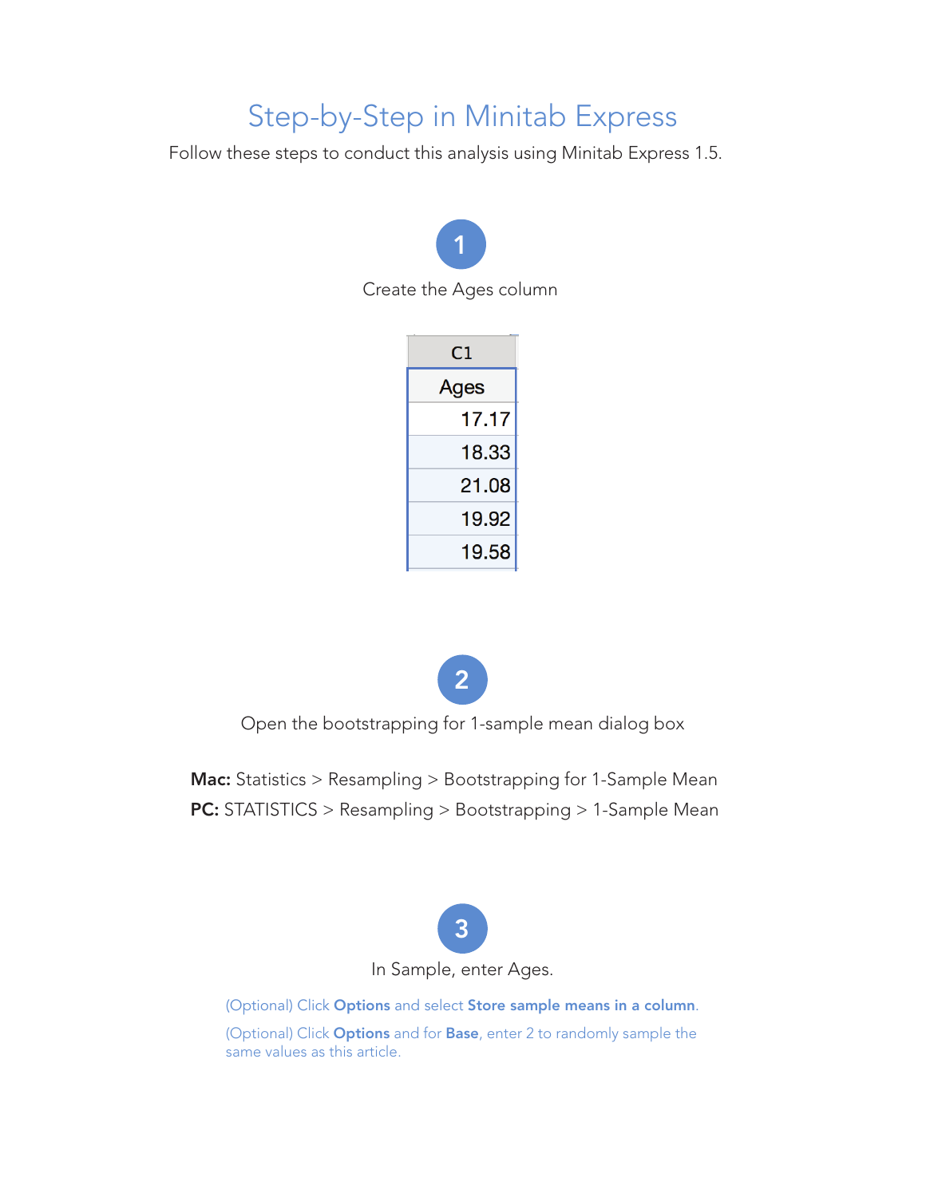# Step-by-Step in Minitab Express

Follow these steps to conduct this analysis using Minitab Express 1.5.

## 1

Create the Ages column

| C1 |
|---|
| Ages |
| 17.17 |
| 18.33 |
| 21.08 |
| 19.92 |
| 19.58 |

## 2

Open the bootstrapping for 1-sample mean dialog box

**Mac:** Statistics > Resampling > Bootstrapping for 1-Sample Mean

**PC:** STATISTICS > Resampling > Bootstrapping > 1-Sample Mean

## 3

In Sample, enter Ages.

(Optional) Click **Options** and select **Store sample means in a column**.

(Optional) Click **Options** and for **Base**, enter 2 to randomly sample the same values as this article.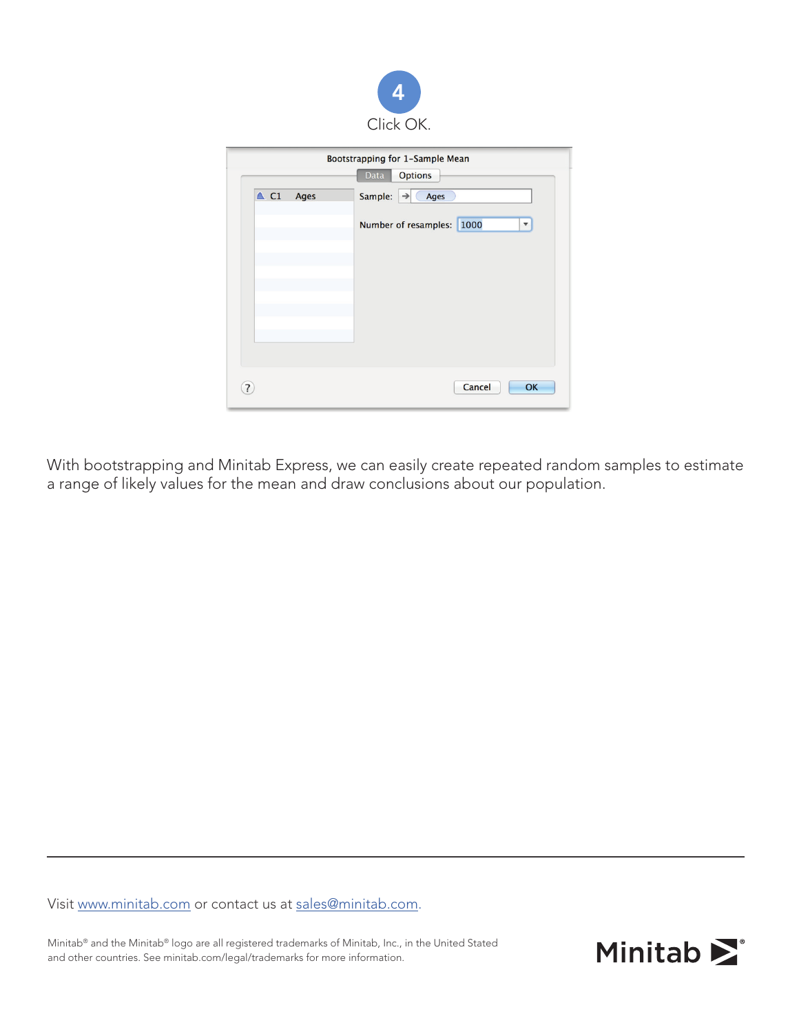4

Click OK.

With bootstrapping and Minitab Express, we can easily create repeated random samples to estimate a range of likely values for the mean and draw conclusions about our population.

---

Visit [www.minitab.com](http://www.minitab.com) or contact us at [sales@minitab.com](mailto:sales@minitab.com).

Minitab® and the Minitab® logo are all registered trademarks of Minitab, Inc., in the United Stated and other countries. See minitab.com/legal/trademarks for more information.